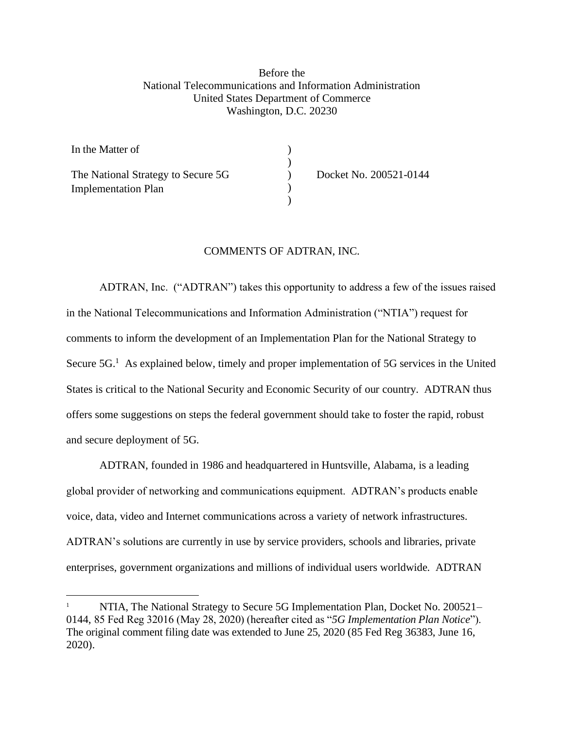Before the
National Telecommunications and Information Administration
United States Department of Commerce
Washington, D.C. 20230

| | | |
|---|---|---|
| In the Matter of | ) | |
| | ) | |
| The National Strategy to Secure 5G | ) | Docket No. 200521-0144 |
| Implementation Plan | ) | |
| | ) | |

COMMENTS OF ADTRAN, INC.

ADTRAN, Inc. ("ADTRAN") takes this opportunity to address a few of the issues raised in the National Telecommunications and Information Administration ("NTIA") request for comments to inform the development of an Implementation Plan for the National Strategy to Secure 5G.[1] As explained below, timely and proper implementation of 5G services in the United States is critical to the National Security and Economic Security of our country. ADTRAN thus offers some suggestions on steps the federal government should take to foster the rapid, robust and secure deployment of 5G.

ADTRAN, founded in 1986 and headquartered in Huntsville, Alabama, is a leading global provider of networking and communications equipment. ADTRAN's products enable voice, data, video and Internet communications across a variety of network infrastructures. ADTRAN's solutions are currently in use by service providers, schools and libraries, private enterprises, government organizations and millions of individual users worldwide. ADTRAN

[1] NTIA, The National Strategy to Secure 5G Implementation Plan, Docket No. 200521–0144, 85 Fed Reg 32016 (May 28, 2020) (hereafter cited as "*5G Implementation Plan Notice*"). The original comment filing date was extended to June 25, 2020 (85 Fed Reg 36383, June 16, 2020).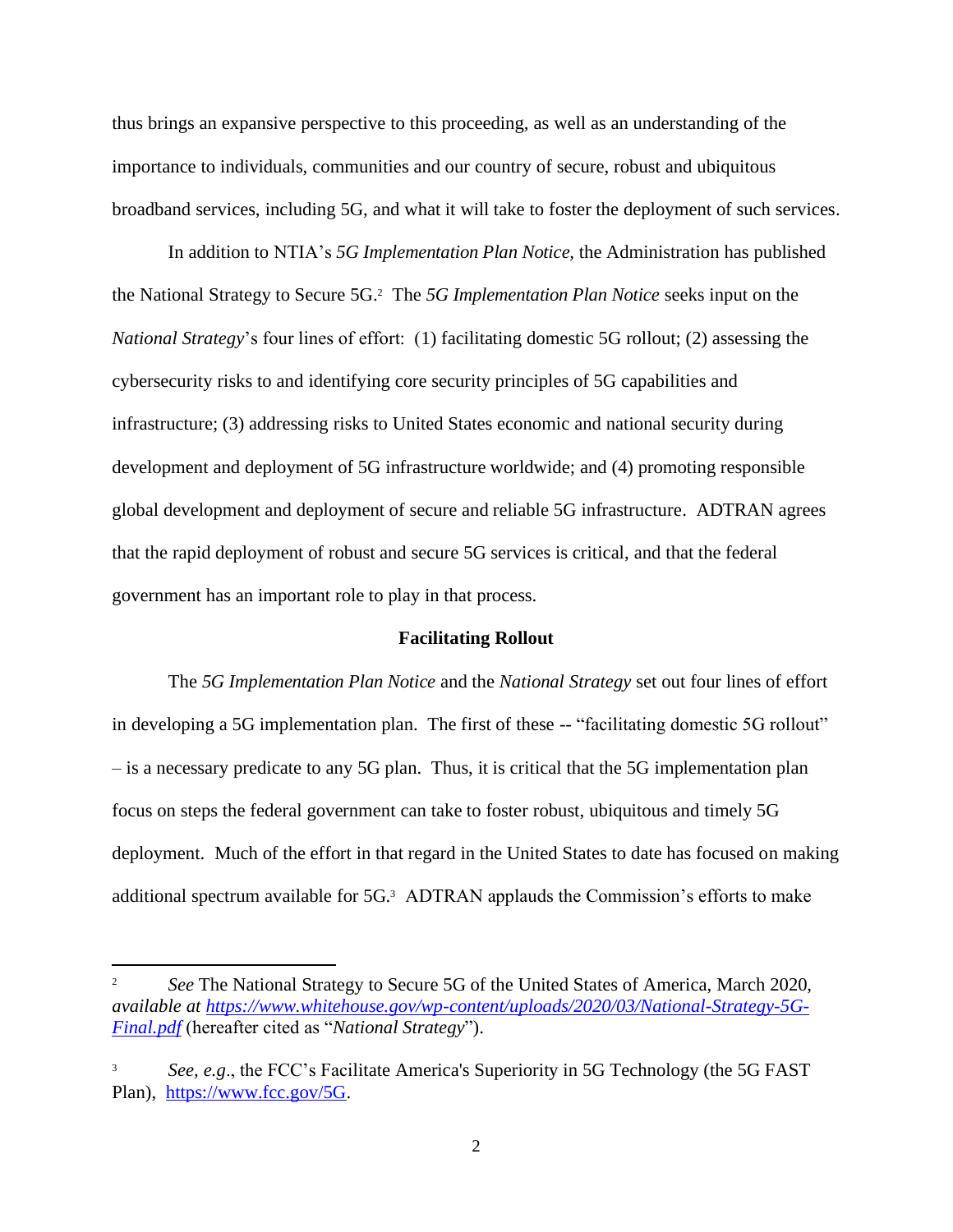thus brings an expansive perspective to this proceeding, as well as an understanding of the importance to individuals, communities and our country of secure, robust and ubiquitous broadband services, including 5G, and what it will take to foster the deployment of such services.

In addition to NTIA's *5G Implementation Plan Notice,* the Administration has published the National Strategy to Secure 5G.[2] The *5G Implementation Plan Notice* seeks input on the *National Strategy*'s four lines of effort: (1) facilitating domestic 5G rollout; (2) assessing the cybersecurity risks to and identifying core security principles of 5G capabilities and infrastructure; (3) addressing risks to United States economic and national security during development and deployment of 5G infrastructure worldwide; and (4) promoting responsible global development and deployment of secure and reliable 5G infrastructure. ADTRAN agrees that the rapid deployment of robust and secure 5G services is critical, and that the federal government has an important role to play in that process.

**Facilitating Rollout**

The *5G Implementation Plan Notice* and the *National Strategy* set out four lines of effort in developing a 5G implementation plan. The first of these -- "facilitating domestic 5G rollout" – is a necessary predicate to any 5G plan. Thus, it is critical that the 5G implementation plan focus on steps the federal government can take to foster robust, ubiquitous and timely 5G deployment. Much of the effort in that regard in the United States to date has focused on making additional spectrum available for 5G.[3] ADTRAN applauds the Commission's efforts to make

---

[2] *See* The National Strategy to Secure 5G of the United States of America, March 2020, *available at [https://www.whitehouse.gov/wp-content/uploads/2020/03/National-Strategy-5G-Final.pdf](https://www.whitehouse.gov/wp-content/uploads/2020/03/National-Strategy-5G-Final.pdf)* (hereafter cited as "*National Strategy*").

[3] *See, e.g*., the FCC's Facilitate America's Superiority in 5G Technology (the 5G FAST Plan), [https://www.fcc.gov/5G](https://www.fcc.gov/5G).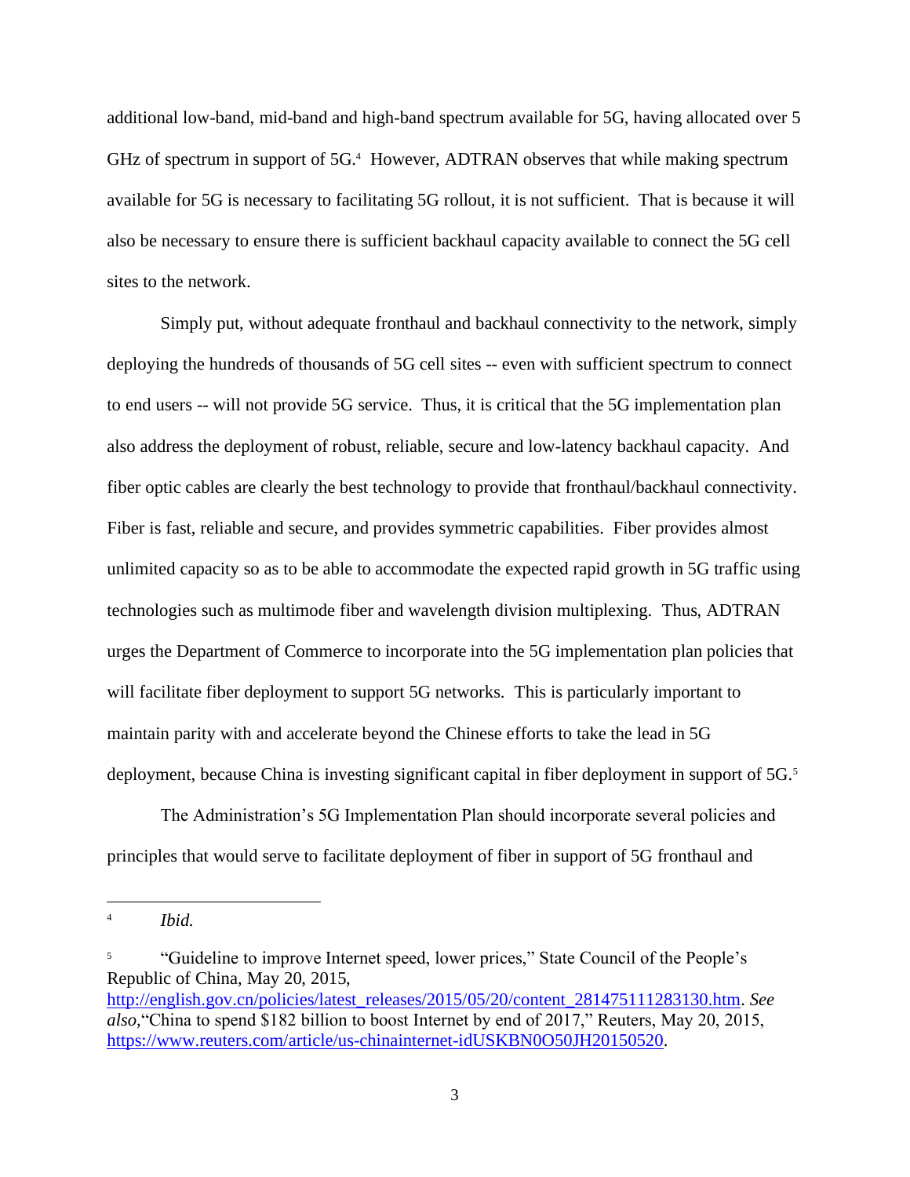additional low-band, mid-band and high-band spectrum available for 5G, having allocated over 5 GHz of spectrum in support of 5G.[4] However, ADTRAN observes that while making spectrum available for 5G is necessary to facilitating 5G rollout, it is not sufficient. That is because it will also be necessary to ensure there is sufficient backhaul capacity available to connect the 5G cell sites to the network.

Simply put, without adequate fronthaul and backhaul connectivity to the network, simply deploying the hundreds of thousands of 5G cell sites -- even with sufficient spectrum to connect to end users -- will not provide 5G service. Thus, it is critical that the 5G implementation plan also address the deployment of robust, reliable, secure and low-latency backhaul capacity. And fiber optic cables are clearly the best technology to provide that fronthaul/backhaul connectivity. Fiber is fast, reliable and secure, and provides symmetric capabilities. Fiber provides almost unlimited capacity so as to be able to accommodate the expected rapid growth in 5G traffic using technologies such as multimode fiber and wavelength division multiplexing. Thus, ADTRAN urges the Department of Commerce to incorporate into the 5G implementation plan policies that will facilitate fiber deployment to support 5G networks. This is particularly important to maintain parity with and accelerate beyond the Chinese efforts to take the lead in 5G deployment, because China is investing significant capital in fiber deployment in support of 5G.[5]

The Administration's 5G Implementation Plan should incorporate several policies and principles that would serve to facilitate deployment of fiber in support of 5G fronthaul and

---

[4] *Ibid.*

[5] "Guideline to improve Internet speed, lower prices," State Council of the People's Republic of China, May 20, 2015, http://english.gov.cn/policies/latest_releases/2015/05/20/content_281475111283130.htm. *See also*, "China to spend $182 billion to boost Internet by end of 2017," Reuters, May 20, 2015, https://www.reuters.com/article/us-chinainternet-idUSKBN0O50JH20150520.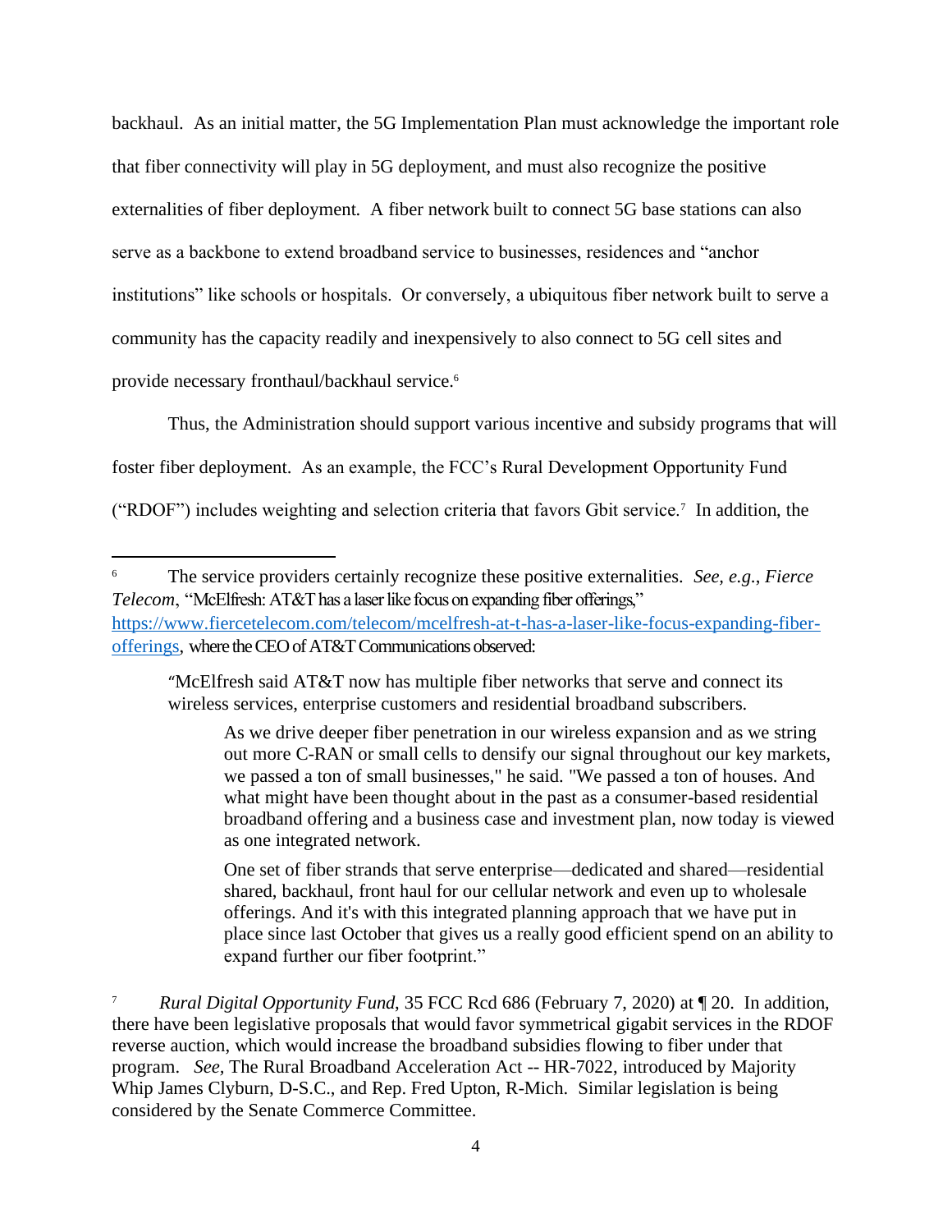backhaul. As an initial matter, the 5G Implementation Plan must acknowledge the important role that fiber connectivity will play in 5G deployment, and must also recognize the positive externalities of fiber deployment. A fiber network built to connect 5G base stations can also serve as a backbone to extend broadband service to businesses, residences and "anchor institutions" like schools or hospitals. Or conversely, a ubiquitous fiber network built to serve a community has the capacity readily and inexpensively to also connect to 5G cell sites and provide necessary fronthaul/backhaul service.[6]

Thus, the Administration should support various incentive and subsidy programs that will foster fiber deployment. As an example, the FCC's Rural Development Opportunity Fund ("RDOF") includes weighting and selection criteria that favors Gbit service.[7] In addition, the

---

[6] The service providers certainly recognize these positive externalities. *See, e.g., Fierce Telecom*, "McElfresh: AT&T has a laser like focus on expanding fiber offerings," https://www.fiercetelecom.com/telecom/mcelfresh-at-t-has-a-laser-like-focus-expanding-fiber-offerings, where the CEO of AT&T Communications observed:

> "McElfresh said AT&T now has multiple fiber networks that serve and connect its wireless services, enterprise customers and residential broadband subscribers.
>
> > As we drive deeper fiber penetration in our wireless expansion and as we string out more C-RAN or small cells to densify our signal throughout our key markets, we passed a ton of small businesses," he said. "We passed a ton of houses. And what might have been thought about in the past as a consumer-based residential broadband offering and a business case and investment plan, now today is viewed as one integrated network.
> >
> > One set of fiber strands that serve enterprise—dedicated and shared—residential shared, backhaul, front haul for our cellular network and even up to wholesale offerings. And it's with this integrated planning approach that we have put in place since last October that gives us a really good efficient spend on an ability to expand further our fiber footprint."

[7] *Rural Digital Opportunity Fund*, 35 FCC Rcd 686 (February 7, 2020) at ¶ 20. In addition, there have been legislative proposals that would favor symmetrical gigabit services in the RDOF reverse auction, which would increase the broadband subsidies flowing to fiber under that program. *See,* The Rural Broadband Acceleration Act -- HR-7022, introduced by Majority Whip James Clyburn, D-S.C., and Rep. Fred Upton, R-Mich. Similar legislation is being considered by the Senate Commerce Committee.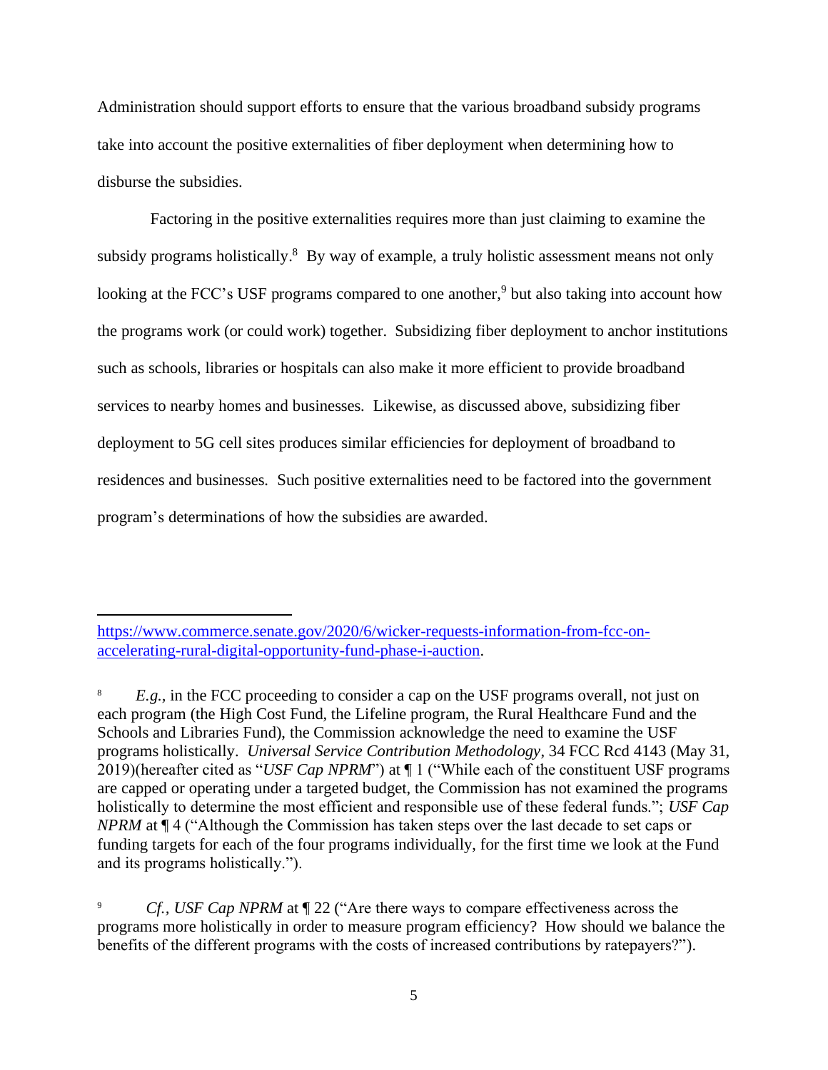Administration should support efforts to ensure that the various broadband subsidy programs take into account the positive externalities of fiber deployment when determining how to disburse the subsidies.

Factoring in the positive externalities requires more than just claiming to examine the subsidy programs holistically.[8] By way of example, a truly holistic assessment means not only looking at the FCC's USF programs compared to one another,[9] but also taking into account how the programs work (or could work) together. Subsidizing fiber deployment to anchor institutions such as schools, libraries or hospitals can also make it more efficient to provide broadband services to nearby homes and businesses. Likewise, as discussed above, subsidizing fiber deployment to 5G cell sites produces similar efficiencies for deployment of broadband to residences and businesses. Such positive externalities need to be factored into the government program's determinations of how the subsidies are awarded.

---

https://www.commerce.senate.gov/2020/6/wicker-requests-information-from-fcc-on-accelerating-rural-digital-opportunity-fund-phase-i-auction.

[8] *E.g.*, in the FCC proceeding to consider a cap on the USF programs overall, not just on each program (the High Cost Fund, the Lifeline program, the Rural Healthcare Fund and the Schools and Libraries Fund), the Commission acknowledge the need to examine the USF programs holistically. *Universal Service Contribution Methodology*, 34 FCC Rcd 4143 (May 31, 2019)(hereafter cited as "*USF Cap NPRM*") at ¶ 1 ("While each of the constituent USF programs are capped or operating under a targeted budget, the Commission has not examined the programs holistically to determine the most efficient and responsible use of these federal funds."; *USF Cap NPRM* at ¶ 4 ("Although the Commission has taken steps over the last decade to set caps or funding targets for each of the four programs individually, for the first time we look at the Fund and its programs holistically.").

[9] *Cf.*, *USF Cap NPRM* at ¶ 22 ("Are there ways to compare effectiveness across the programs more holistically in order to measure program efficiency? How should we balance the benefits of the different programs with the costs of increased contributions by ratepayers?").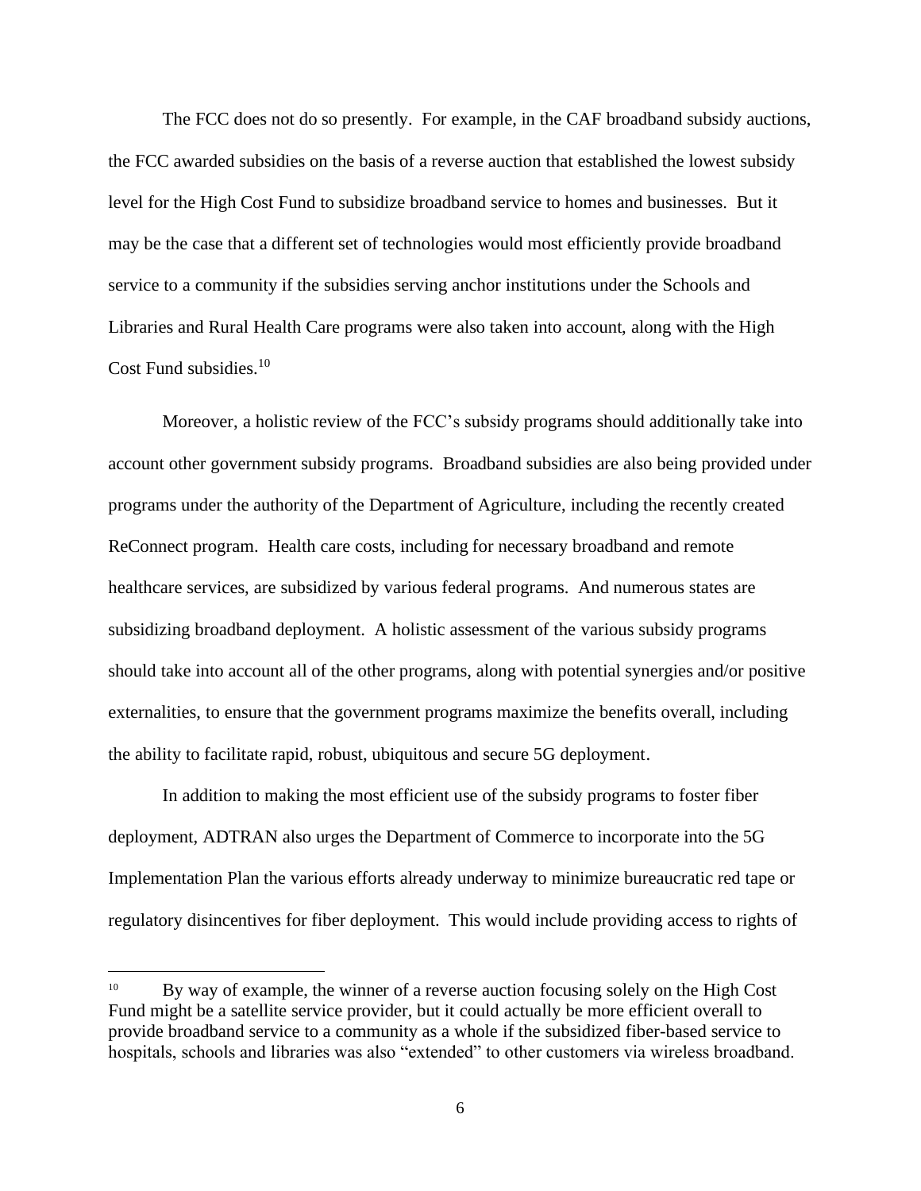The FCC does not do so presently. For example, in the CAF broadband subsidy auctions, the FCC awarded subsidies on the basis of a reverse auction that established the lowest subsidy level for the High Cost Fund to subsidize broadband service to homes and businesses. But it may be the case that a different set of technologies would most efficiently provide broadband service to a community if the subsidies serving anchor institutions under the Schools and Libraries and Rural Health Care programs were also taken into account, along with the High Cost Fund subsidies.[10]

Moreover, a holistic review of the FCC's subsidy programs should additionally take into account other government subsidy programs. Broadband subsidies are also being provided under programs under the authority of the Department of Agriculture, including the recently created ReConnect program. Health care costs, including for necessary broadband and remote healthcare services, are subsidized by various federal programs. And numerous states are subsidizing broadband deployment. A holistic assessment of the various subsidy programs should take into account all of the other programs, along with potential synergies and/or positive externalities, to ensure that the government programs maximize the benefits overall, including the ability to facilitate rapid, robust, ubiquitous and secure 5G deployment.

In addition to making the most efficient use of the subsidy programs to foster fiber deployment, ADTRAN also urges the Department of Commerce to incorporate into the 5G Implementation Plan the various efforts already underway to minimize bureaucratic red tape or regulatory disincentives for fiber deployment. This would include providing access to rights of

---

[10] By way of example, the winner of a reverse auction focusing solely on the High Cost Fund might be a satellite service provider, but it could actually be more efficient overall to provide broadband service to a community as a whole if the subsidized fiber-based service to hospitals, schools and libraries was also "extended" to other customers via wireless broadband.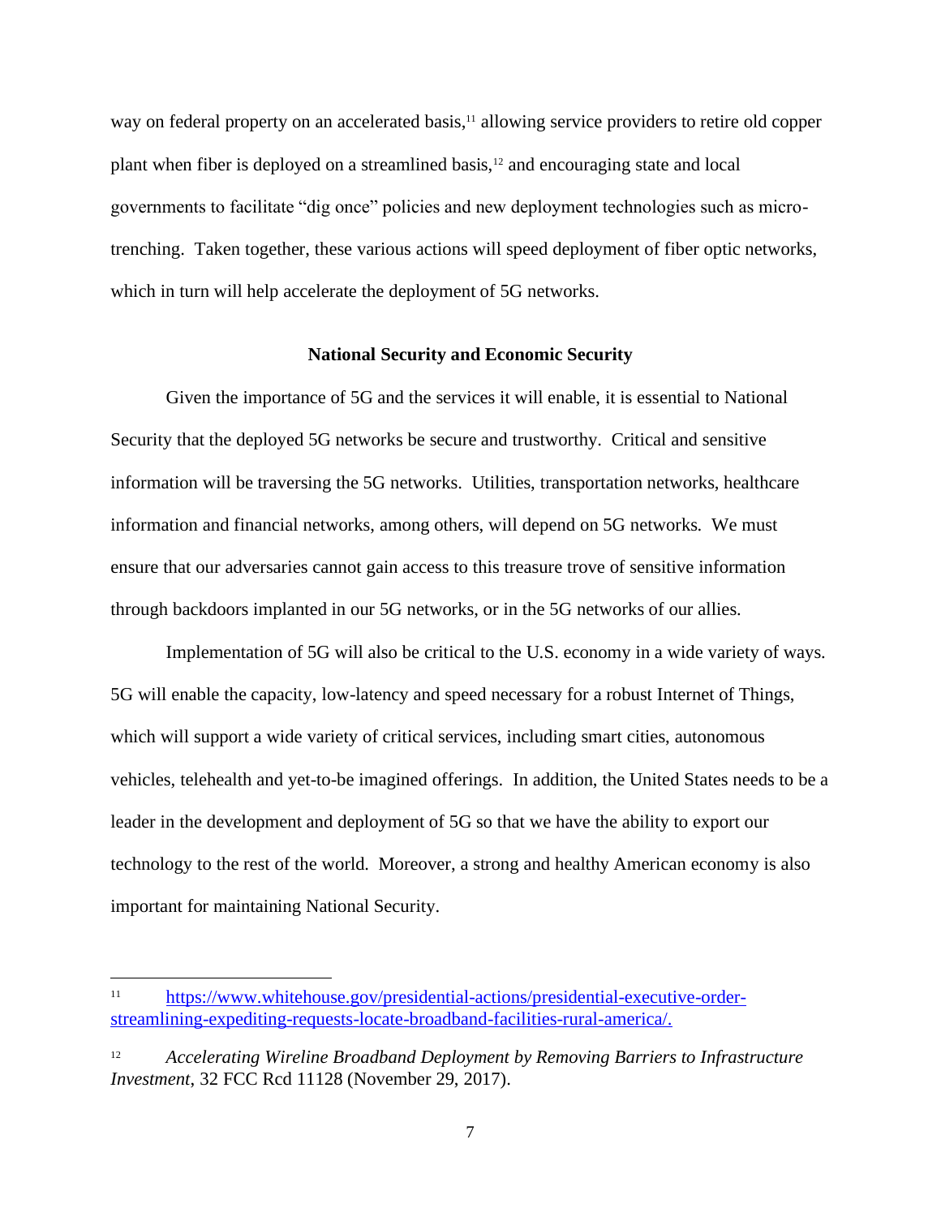way on federal property on an accelerated basis,[11] allowing service providers to retire old copper plant when fiber is deployed on a streamlined basis,[12] and encouraging state and local governments to facilitate "dig once" policies and new deployment technologies such as micro-trenching. Taken together, these various actions will speed deployment of fiber optic networks, which in turn will help accelerate the deployment of 5G networks.

## National Security and Economic Security

Given the importance of 5G and the services it will enable, it is essential to National Security that the deployed 5G networks be secure and trustworthy. Critical and sensitive information will be traversing the 5G networks. Utilities, transportation networks, healthcare information and financial networks, among others, will depend on 5G networks. We must ensure that our adversaries cannot gain access to this treasure trove of sensitive information through backdoors implanted in our 5G networks, or in the 5G networks of our allies.

Implementation of 5G will also be critical to the U.S. economy in a wide variety of ways. 5G will enable the capacity, low-latency and speed necessary for a robust Internet of Things, which will support a wide variety of critical services, including smart cities, autonomous vehicles, telehealth and yet-to-be imagined offerings. In addition, the United States needs to be a leader in the development and deployment of 5G so that we have the ability to export our technology to the rest of the world. Moreover, a strong and healthy American economy is also important for maintaining National Security.

---

[11] https://www.whitehouse.gov/presidential-actions/presidential-executive-order-streamlining-expediting-requests-locate-broadband-facilities-rural-america/.

[12] *Accelerating Wireline Broadband Deployment by Removing Barriers to Infrastructure Investment*, 32 FCC Rcd 11128 (November 29, 2017).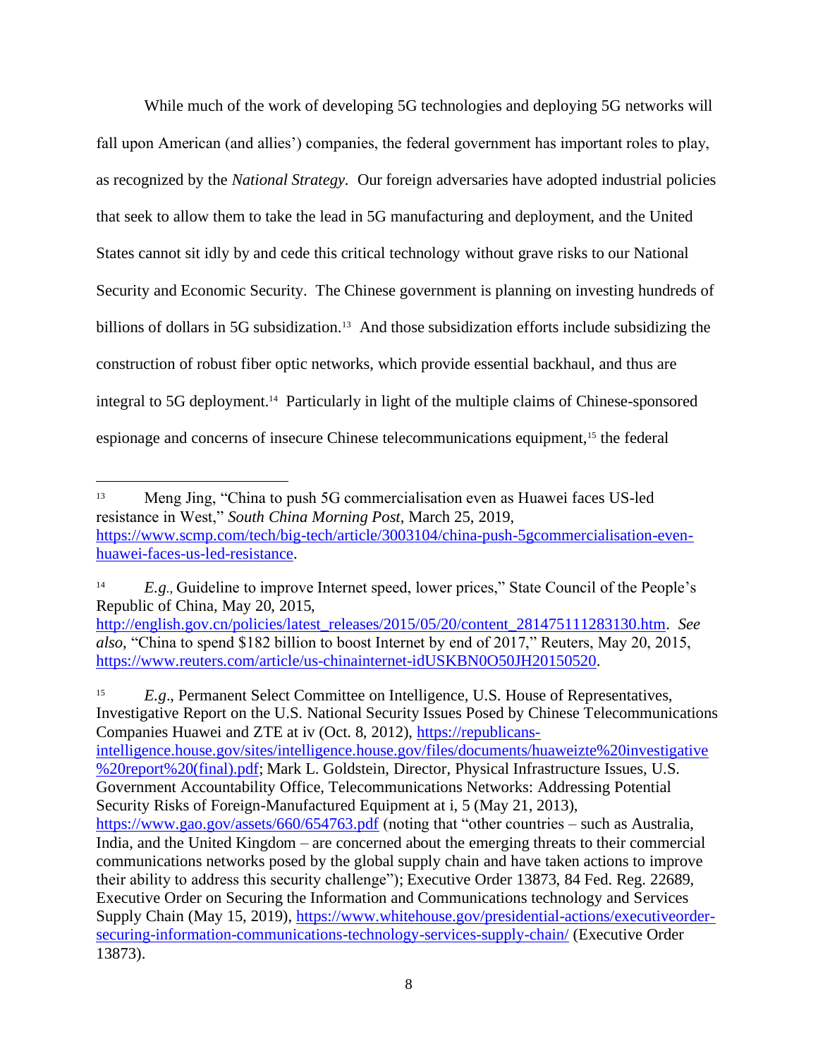While much of the work of developing 5G technologies and deploying 5G networks will fall upon American (and allies') companies, the federal government has important roles to play, as recognized by the *National Strategy*. Our foreign adversaries have adopted industrial policies that seek to allow them to take the lead in 5G manufacturing and deployment, and the United States cannot sit idly by and cede this critical technology without grave risks to our National Security and Economic Security. The Chinese government is planning on investing hundreds of billions of dollars in 5G subsidization.[13] And those subsidization efforts include subsidizing the construction of robust fiber optic networks, which provide essential backhaul, and thus are integral to 5G deployment.[14] Particularly in light of the multiple claims of Chinese-sponsored espionage and concerns of insecure Chinese telecommunications equipment,[15] the federal

---

[13] Meng Jing, "China to push 5G commercialisation even as Huawei faces US-led resistance in West," *South China Morning Post*, March 25, 2019, https://www.scmp.com/tech/big-tech/article/3003104/china-push-5gcommercialisation-even-huawei-faces-us-led-resistance.

[14] *E.g.,* Guideline to improve Internet speed, lower prices," State Council of the People's Republic of China, May 20, 2015, http://english.gov.cn/policies/latest_releases/2015/05/20/content_281475111283130.htm. *See also*, "China to spend $182 billion to boost Internet by end of 2017," Reuters, May 20, 2015, https://www.reuters.com/article/us-chinainternet-idUSKBN0O50JH20150520.

[15] *E.g*., Permanent Select Committee on Intelligence, U.S. House of Representatives, Investigative Report on the U.S. National Security Issues Posed by Chinese Telecommunications Companies Huawei and ZTE at iv (Oct. 8, 2012), https://republicans-intelligence.house.gov/sites/intelligence.house.gov/files/documents/huaweizte%20investigative%20report%20(final).pdf; Mark L. Goldstein, Director, Physical Infrastructure Issues, U.S. Government Accountability Office, Telecommunications Networks: Addressing Potential Security Risks of Foreign-Manufactured Equipment at i, 5 (May 21, 2013), https://www.gao.gov/assets/660/654763.pdf (noting that "other countries – such as Australia, India, and the United Kingdom – are concerned about the emerging threats to their commercial communications networks posed by the global supply chain and have taken actions to improve their ability to address this security challenge"); Executive Order 13873, 84 Fed. Reg. 22689, Executive Order on Securing the Information and Communications technology and Services Supply Chain (May 15, 2019), https://www.whitehouse.gov/presidential-actions/executiveorder-securing-information-communications-technology-services-supply-chain/ (Executive Order 13873).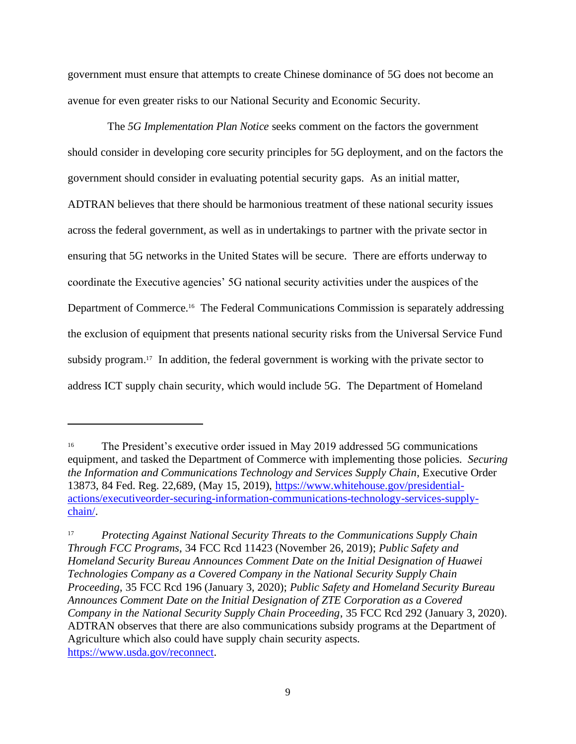government must ensure that attempts to create Chinese dominance of 5G does not become an avenue for even greater risks to our National Security and Economic Security.

The *5G Implementation Plan Notice* seeks comment on the factors the government should consider in developing core security principles for 5G deployment, and on the factors the government should consider in evaluating potential security gaps. As an initial matter, ADTRAN believes that there should be harmonious treatment of these national security issues across the federal government, as well as in undertakings to partner with the private sector in ensuring that 5G networks in the United States will be secure. There are efforts underway to coordinate the Executive agencies' 5G national security activities under the auspices of the Department of Commerce.[16] The Federal Communications Commission is separately addressing the exclusion of equipment that presents national security risks from the Universal Service Fund subsidy program.[17] In addition, the federal government is working with the private sector to address ICT supply chain security, which would include 5G. The Department of Homeland

---

[16] The President's executive order issued in May 2019 addressed 5G communications equipment, and tasked the Department of Commerce with implementing those policies. *Securing the Information and Communications Technology and Services Supply Chain*, Executive Order 13873, 84 Fed. Reg. 22,689, (May 15, 2019), [https://www.whitehouse.gov/presidential-actions/executiveorder-securing-information-communications-technology-services-supply-chain/](https://www.whitehouse.gov/presidential-actions/executiveorder-securing-information-communications-technology-services-supply-chain/).

[17] *Protecting Against National Security Threats to the Communications Supply Chain Through FCC Programs*, 34 FCC Rcd 11423 (November 26, 2019); *Public Safety and Homeland Security Bureau Announces Comment Date on the Initial Designation of Huawei Technologies Company as a Covered Company in the National Security Supply Chain Proceeding*, 35 FCC Rcd 196 (January 3, 2020); *Public Safety and Homeland Security Bureau Announces Comment Date on the Initial Designation of ZTE Corporation as a Covered Company in the National Security Supply Chain Proceeding*, 35 FCC Rcd 292 (January 3, 2020). ADTRAN observes that there are also communications subsidy programs at the Department of Agriculture which also could have supply chain security aspects. [https://www.usda.gov/reconnect](https://www.usda.gov/reconnect).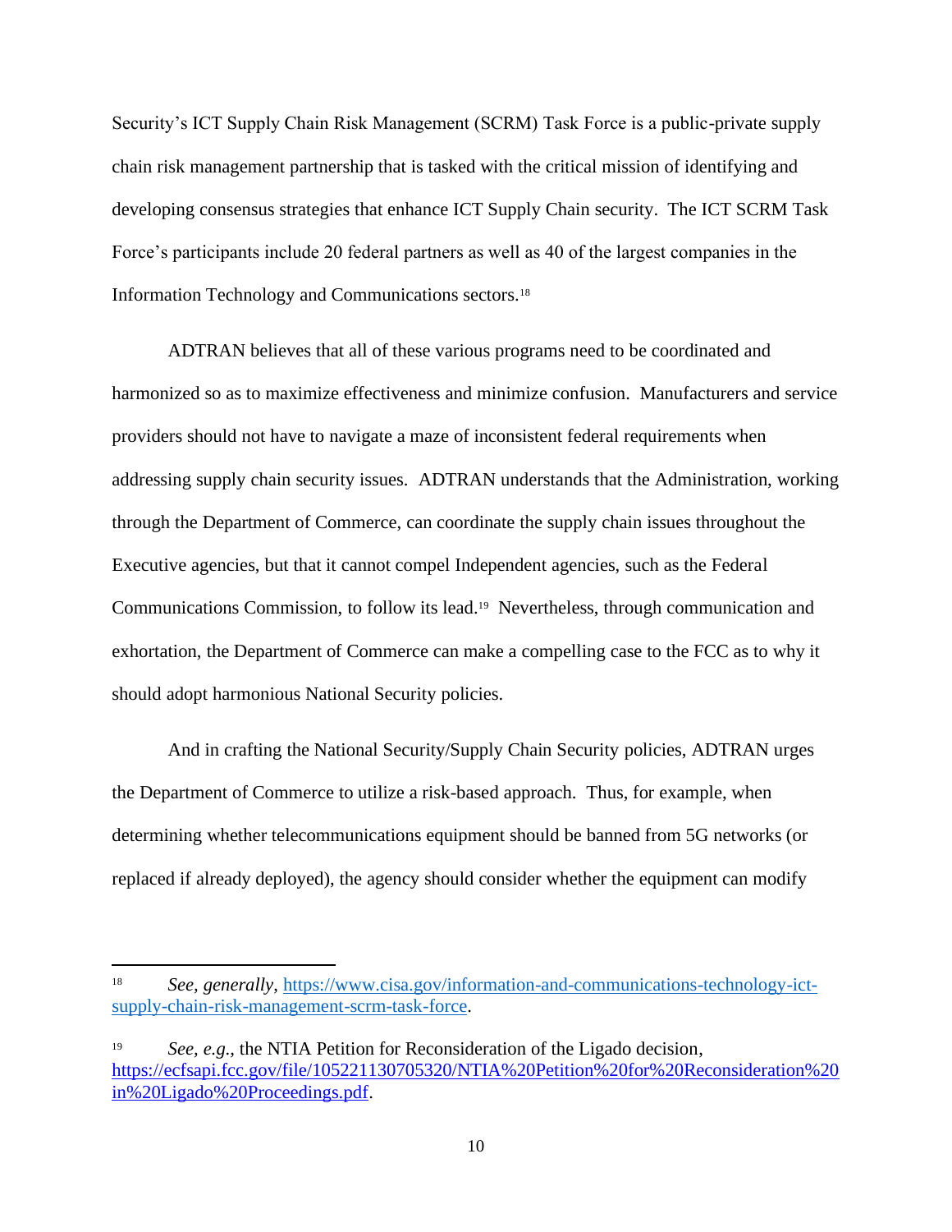Security's ICT Supply Chain Risk Management (SCRM) Task Force is a public-private supply chain risk management partnership that is tasked with the critical mission of identifying and developing consensus strategies that enhance ICT Supply Chain security. The ICT SCRM Task Force's participants include 20 federal partners as well as 40 of the largest companies in the Information Technology and Communications sectors.[18]

ADTRAN believes that all of these various programs need to be coordinated and harmonized so as to maximize effectiveness and minimize confusion. Manufacturers and service providers should not have to navigate a maze of inconsistent federal requirements when addressing supply chain security issues. ADTRAN understands that the Administration, working through the Department of Commerce, can coordinate the supply chain issues throughout the Executive agencies, but that it cannot compel Independent agencies, such as the Federal Communications Commission, to follow its lead.[19] Nevertheless, through communication and exhortation, the Department of Commerce can make a compelling case to the FCC as to why it should adopt harmonious National Security policies.

And in crafting the National Security/Supply Chain Security policies, ADTRAN urges the Department of Commerce to utilize a risk-based approach. Thus, for example, when determining whether telecommunications equipment should be banned from 5G networks (or replaced if already deployed), the agency should consider whether the equipment can modify

---

[18] *See, generally*, https://www.cisa.gov/information-and-communications-technology-ict-supply-chain-risk-management-scrm-task-force.

[19] *See, e.g.*, the NTIA Petition for Reconsideration of the Ligado decision, https://ecfsapi.fcc.gov/file/105221130705320/NTIA%20Petition%20for%20Reconsideration%20in%20Ligado%20Proceedings.pdf.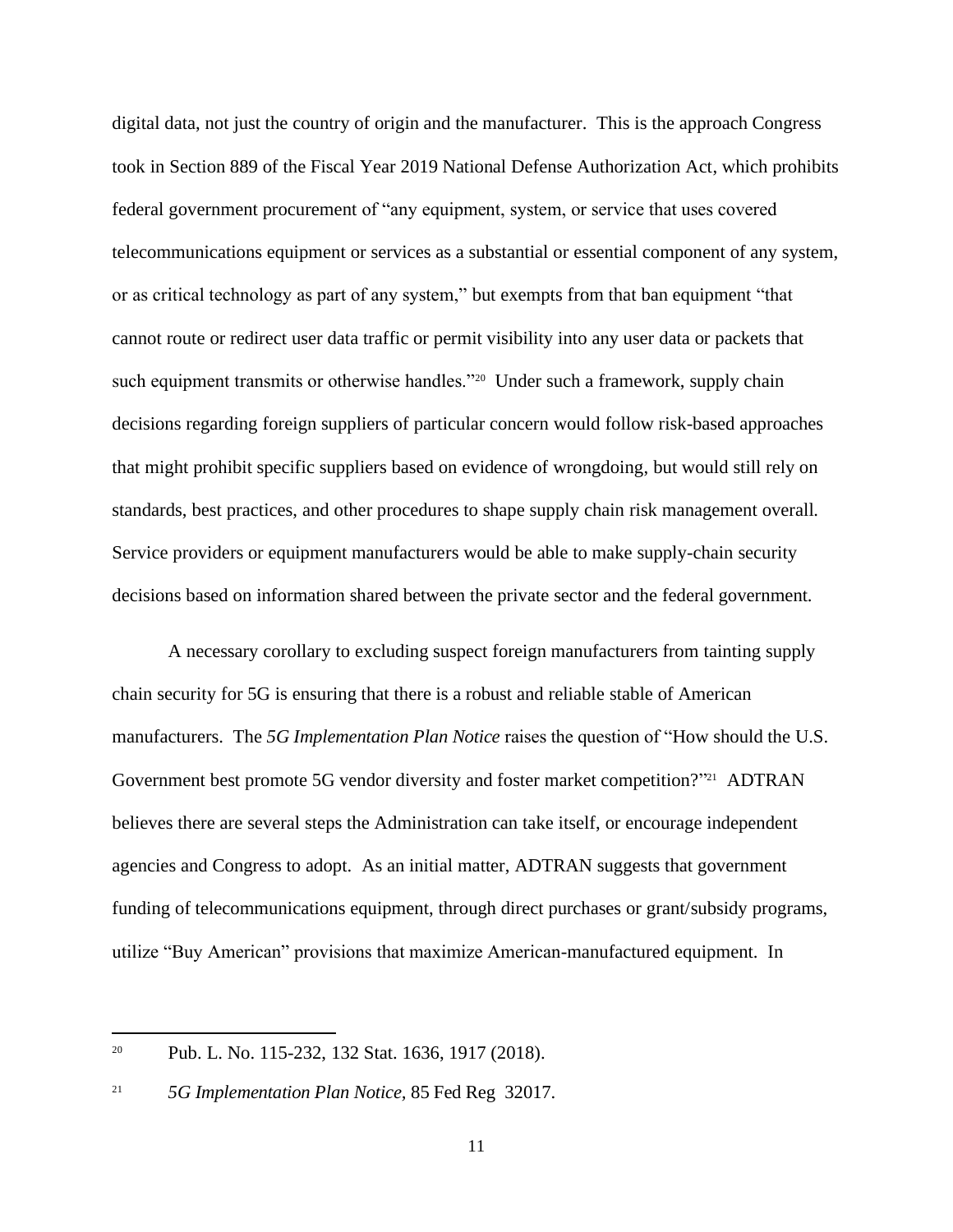digital data, not just the country of origin and the manufacturer. This is the approach Congress took in Section 889 of the Fiscal Year 2019 National Defense Authorization Act, which prohibits federal government procurement of "any equipment, system, or service that uses covered telecommunications equipment or services as a substantial or essential component of any system, or as critical technology as part of any system," but exempts from that ban equipment "that cannot route or redirect user data traffic or permit visibility into any user data or packets that such equipment transmits or otherwise handles."[20] Under such a framework, supply chain decisions regarding foreign suppliers of particular concern would follow risk-based approaches that might prohibit specific suppliers based on evidence of wrongdoing, but would still rely on standards, best practices, and other procedures to shape supply chain risk management overall. Service providers or equipment manufacturers would be able to make supply-chain security decisions based on information shared between the private sector and the federal government.

A necessary corollary to excluding suspect foreign manufacturers from tainting supply chain security for 5G is ensuring that there is a robust and reliable stable of American manufacturers. The *5G Implementation Plan Notice* raises the question of "How should the U.S. Government best promote 5G vendor diversity and foster market competition?"[21] ADTRAN believes there are several steps the Administration can take itself, or encourage independent agencies and Congress to adopt. As an initial matter, ADTRAN suggests that government funding of telecommunications equipment, through direct purchases or grant/subsidy programs, utilize "Buy American" provisions that maximize American-manufactured equipment. In

---

[20] Pub. L. No. 115-232, 132 Stat. 1636, 1917 (2018).

[21] *5G Implementation Plan Notice*, 85 Fed Reg 32017.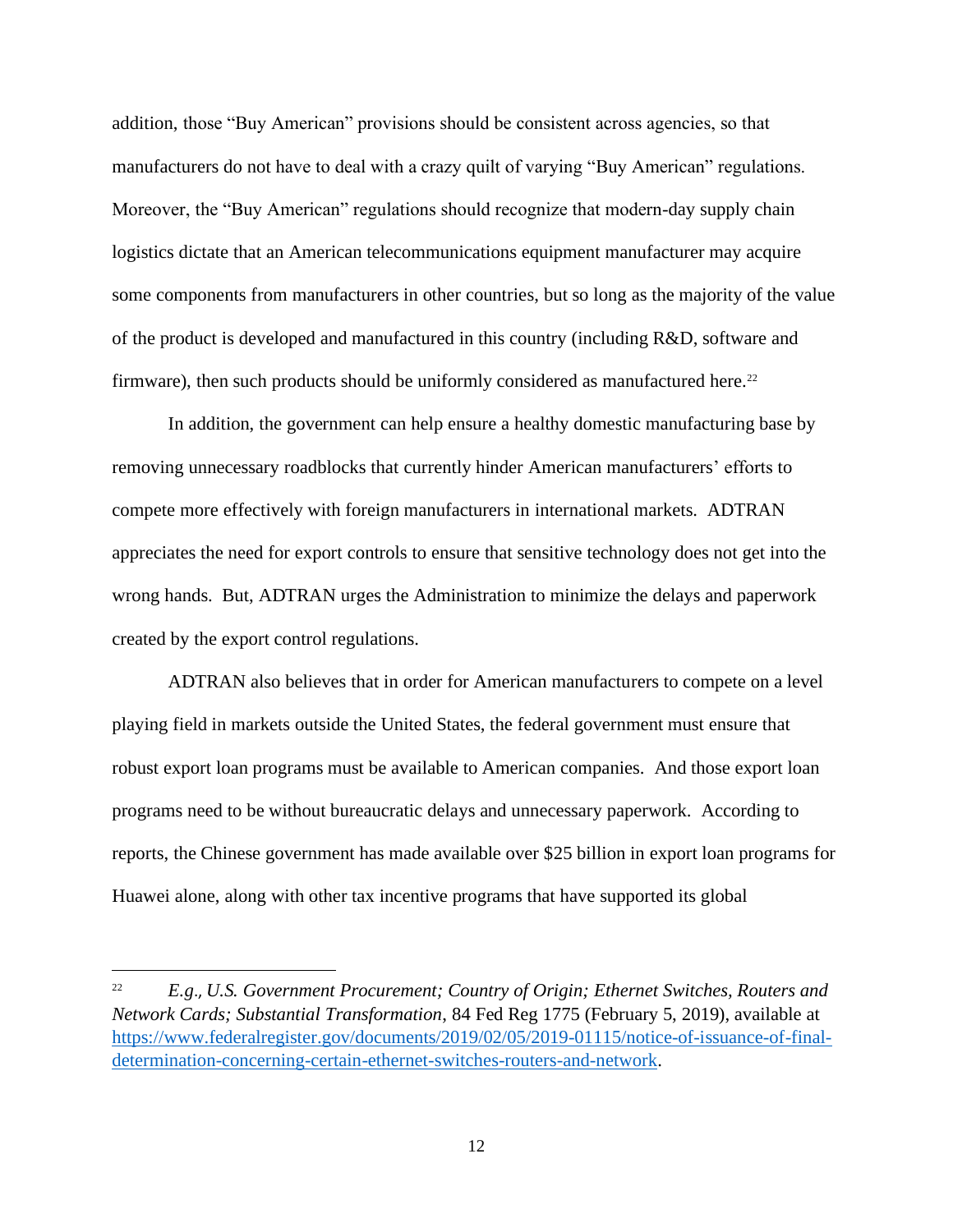addition, those "Buy American" provisions should be consistent across agencies, so that manufacturers do not have to deal with a crazy quilt of varying "Buy American" regulations. Moreover, the "Buy American" regulations should recognize that modern-day supply chain logistics dictate that an American telecommunications equipment manufacturer may acquire some components from manufacturers in other countries, but so long as the majority of the value of the product is developed and manufactured in this country (including R&D, software and firmware), then such products should be uniformly considered as manufactured here.[22]

In addition, the government can help ensure a healthy domestic manufacturing base by removing unnecessary roadblocks that currently hinder American manufacturers' efforts to compete more effectively with foreign manufacturers in international markets. ADTRAN appreciates the need for export controls to ensure that sensitive technology does not get into the wrong hands. But, ADTRAN urges the Administration to minimize the delays and paperwork created by the export control regulations.

ADTRAN also believes that in order for American manufacturers to compete on a level playing field in markets outside the United States, the federal government must ensure that robust export loan programs must be available to American companies. And those export loan programs need to be without bureaucratic delays and unnecessary paperwork. According to reports, the Chinese government has made available over $25 billion in export loan programs for Huawei alone, along with other tax incentive programs that have supported its global

---

[22] *E.g., U.S. Government Procurement; Country of Origin; Ethernet Switches, Routers and Network Cards; Substantial Transformation*, 84 Fed Reg 1775 (February 5, 2019), available at [https://www.federalregister.gov/documents/2019/02/05/2019-01115/notice-of-issuance-of-final-determination-concerning-certain-ethernet-switches-routers-and-network](https://www.federalregister.gov/documents/2019/02/05/2019-01115/notice-of-issuance-of-final-determination-concerning-certain-ethernet-switches-routers-and-network).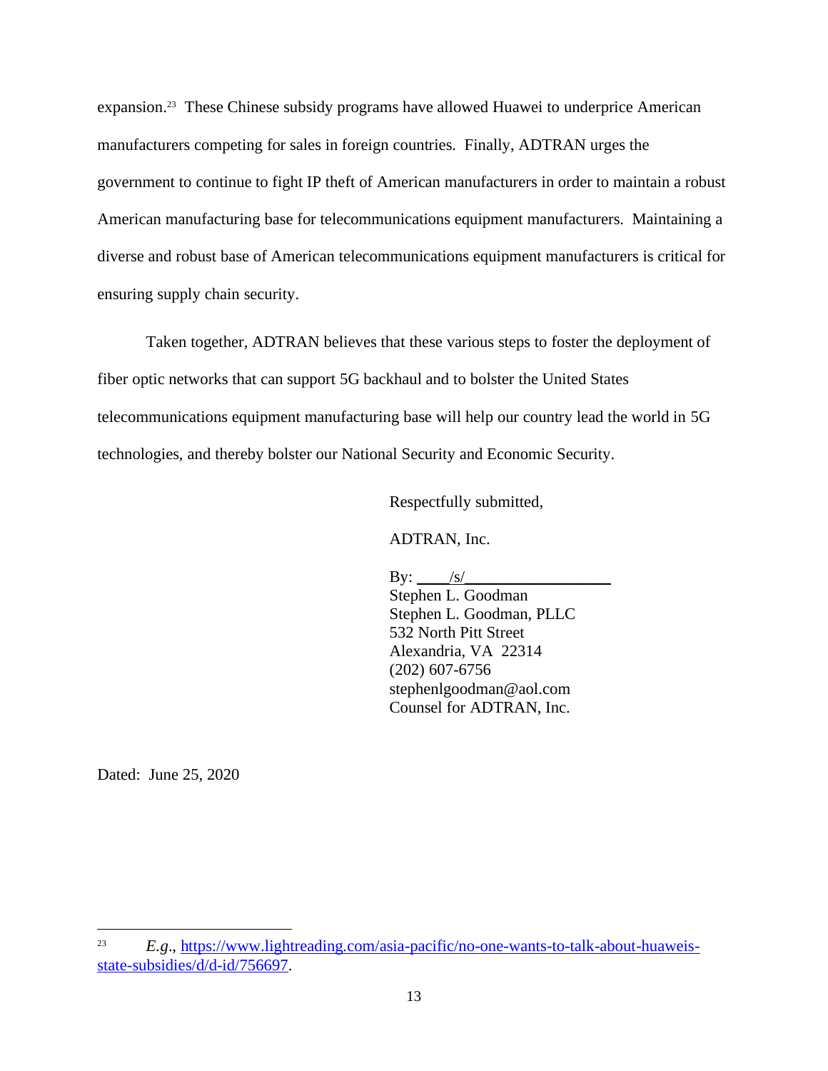expansion.[23] These Chinese subsidy programs have allowed Huawei to underprice American manufacturers competing for sales in foreign countries. Finally, ADTRAN urges the government to continue to fight IP theft of American manufacturers in order to maintain a robust American manufacturing base for telecommunications equipment manufacturers. Maintaining a diverse and robust base of American telecommunications equipment manufacturers is critical for ensuring supply chain security.

Taken together, ADTRAN believes that these various steps to foster the deployment of fiber optic networks that can support 5G backhaul and to bolster the United States telecommunications equipment manufacturing base will help our country lead the world in 5G technologies, and thereby bolster our National Security and Economic Security.

Respectfully submitted,

ADTRAN, Inc.

By: ____/s/__________________
Stephen L. Goodman
Stephen L. Goodman, PLLC
532 North Pitt Street
Alexandria, VA 22314
(202) 607-6756
stephenlgoodman@aol.com
Counsel for ADTRAN, Inc.

Dated: June 25, 2020

---

[23] *E.g.*, https://www.lightreading.com/asia-pacific/no-one-wants-to-talk-about-huaweis-state-subsidies/d/d-id/756697.